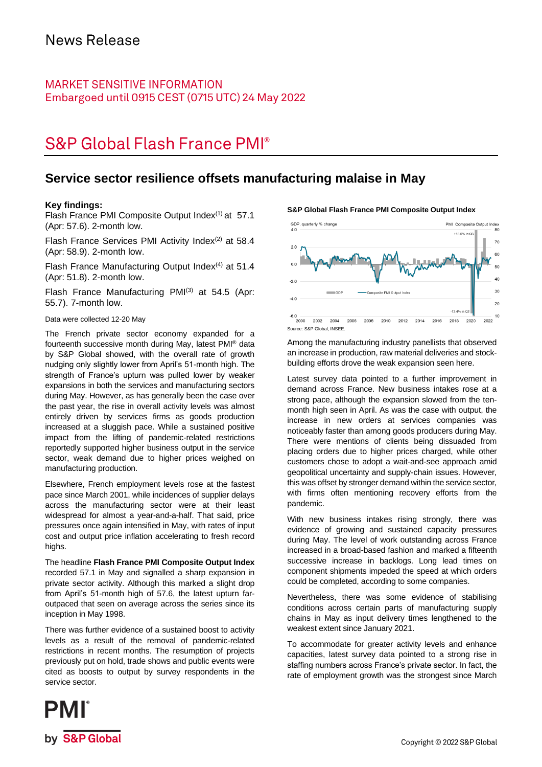# News Release

MARKET SENSITIVE INFORMATION
Embargoed until 0915 CEST (0715 UTC) 24 May 2022

## S&P Global Flash France PMI®

### Service sector resilience offsets manufacturing malaise in May

**Key findings:**

Flash France PMI Composite Output Index(1) at 57.1 (Apr: 57.6). 2-month low.

Flash France Services PMI Activity Index(2) at 58.4 (Apr: 58.9). 2-month low.

Flash France Manufacturing Output Index(4) at 51.4 (Apr: 51.8). 2-month low.

Flash France Manufacturing PMI(3) at 54.5 (Apr: 55.7). 7-month low.

Data were collected 12-20 May

The French private sector economy expanded for a fourteenth successive month during May, latest PMI® data by S&P Global showed, with the overall rate of growth nudging only slightly lower from April's 51-month high. The strength of France's upturn was pulled lower by weaker expansions in both the services and manufacturing sectors during May. However, as has generally been the case over the past year, the rise in overall activity levels was almost entirely driven by services firms as goods production increased at a sluggish pace. While a sustained positive impact from the lifting of pandemic-related restrictions reportedly supported higher business output in the service sector, weak demand due to higher prices weighed on manufacturing production.

Elsewhere, French employment levels rose at the fastest pace since March 2001, while incidences of supplier delays across the manufacturing sector were at their least widespread for almost a year-and-a-half. That said, price pressures once again intensified in May, with rates of input cost and output price inflation accelerating to fresh record highs.

The headline **Flash France PMI Composite Output Index** recorded 57.1 in May and signalled a sharp expansion in private sector activity. Although this marked a slight drop from April's 51-month high of 57.6, the latest upturn far-outpaced that seen on average across the series since its inception in May 1998.

There was further evidence of a sustained boost to activity levels as a result of the removal of pandemic-related restrictions in recent months. The resumption of projects previously put on hold, trade shows and public events were cited as boosts to output by survey respondents in the service sector.

**S&P Global Flash France PMI Composite Output Index**

Source: S&P Global, INSEE.

Among the manufacturing industry panellists that observed an increase in production, raw material deliveries and stock-building efforts drove the weak expansion seen here.

Latest survey data pointed to a further improvement in demand across France. New business intakes rose at a strong pace, although the expansion slowed from the ten-month high seen in April. As was the case with output, the increase in new orders at services companies was noticeably faster than among goods producers during May. There were mentions of clients being dissuaded from placing orders due to higher prices charged, while other customers chose to adopt a wait-and-see approach amid geopolitical uncertainty and supply-chain issues. However, this was offset by stronger demand within the service sector, with firms often mentioning recovery efforts from the pandemic.

With new business intakes rising strongly, there was evidence of growing and sustained capacity pressures during May. The level of work outstanding across France increased in a broad-based fashion and marked a fifteenth successive increase in backlogs. Long lead times on component shipments impeded the speed at which orders could be completed, according to some companies.

Nevertheless, there was some evidence of stabilising conditions across certain parts of manufacturing supply chains in May as input delivery times lengthened to the weakest extent since January 2021.

To accommodate for greater activity levels and enhance capacities, latest survey data pointed to a strong rise in staffing numbers across France's private sector. In fact, the rate of employment growth was the strongest since March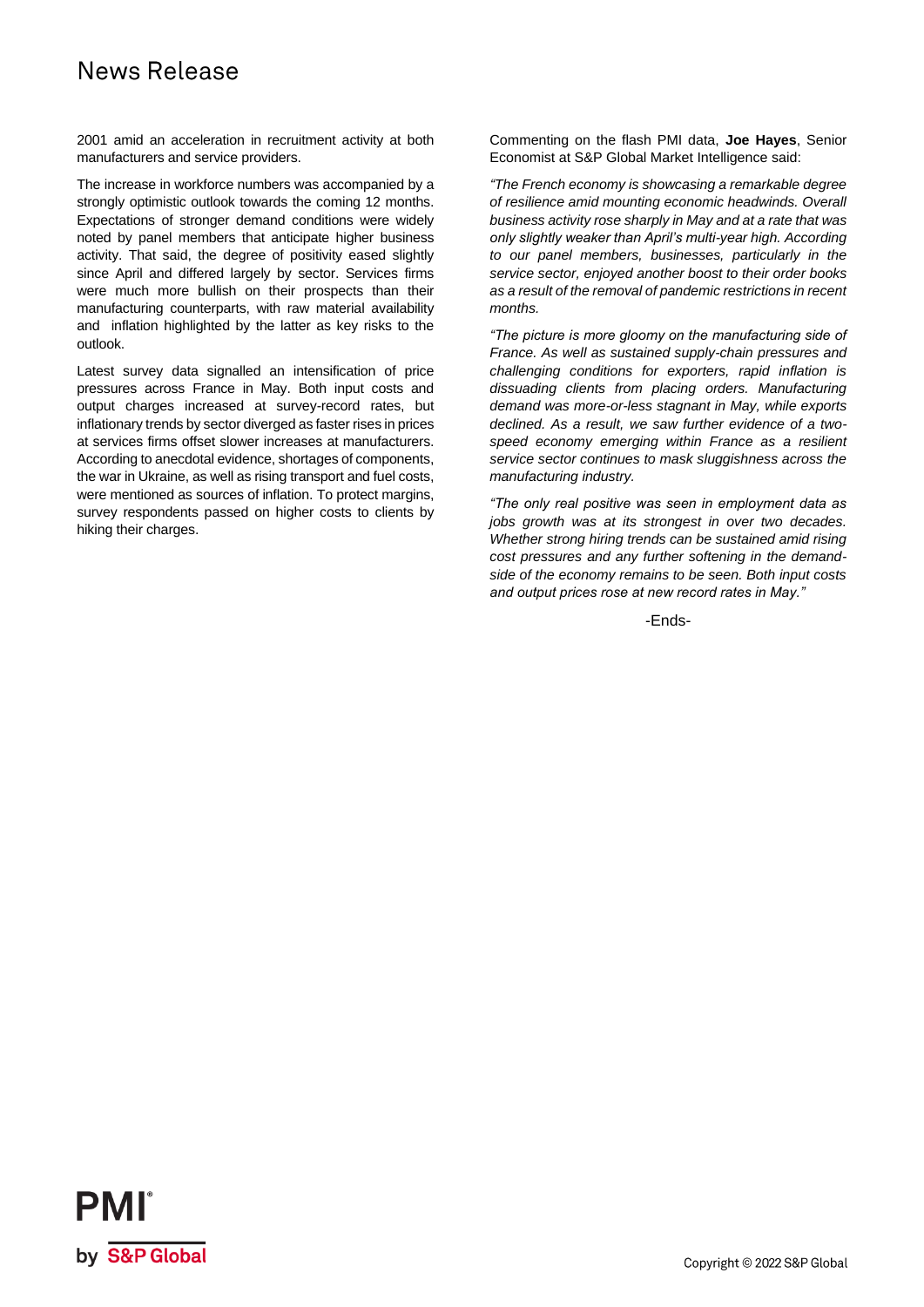2001 amid an acceleration in recruitment activity at both manufacturers and service providers.

The increase in workforce numbers was accompanied by a strongly optimistic outlook towards the coming 12 months. Expectations of stronger demand conditions were widely noted by panel members that anticipate higher business activity. That said, the degree of positivity eased slightly since April and differed largely by sector. Services firms were much more bullish on their prospects than their manufacturing counterparts, with raw material availability and inflation highlighted by the latter as key risks to the outlook.

Latest survey data signalled an intensification of price pressures across France in May. Both input costs and output charges increased at survey-record rates, but inflationary trends by sector diverged as faster rises in prices at services firms offset slower increases at manufacturers. According to anecdotal evidence, shortages of components, the war in Ukraine, as well as rising transport and fuel costs, were mentioned as sources of inflation. To protect margins, survey respondents passed on higher costs to clients by hiking their charges.

Commenting on the flash PMI data, **Joe Hayes**, Senior Economist at S&P Global Market Intelligence said:

*"The French economy is showcasing a remarkable degree of resilience amid mounting economic headwinds. Overall business activity rose sharply in May and at a rate that was only slightly weaker than April's multi-year high. According to our panel members, businesses, particularly in the service sector, enjoyed another boost to their order books as a result of the removal of pandemic restrictions in recent months.*

*"The picture is more gloomy on the manufacturing side of France. As well as sustained supply-chain pressures and challenging conditions for exporters, rapid inflation is dissuading clients from placing orders. Manufacturing demand was more-or-less stagnant in May, while exports declined. As a result, we saw further evidence of a two-speed economy emerging within France as a resilient service sector continues to mask sluggishness across the manufacturing industry.*

*"The only real positive was seen in employment data as jobs growth was at its strongest in over two decades. Whether strong hiring trends can be sustained amid rising cost pressures and any further softening in the demand-side of the economy remains to be seen. Both input costs and output prices rose at new record rates in May."*

-Ends-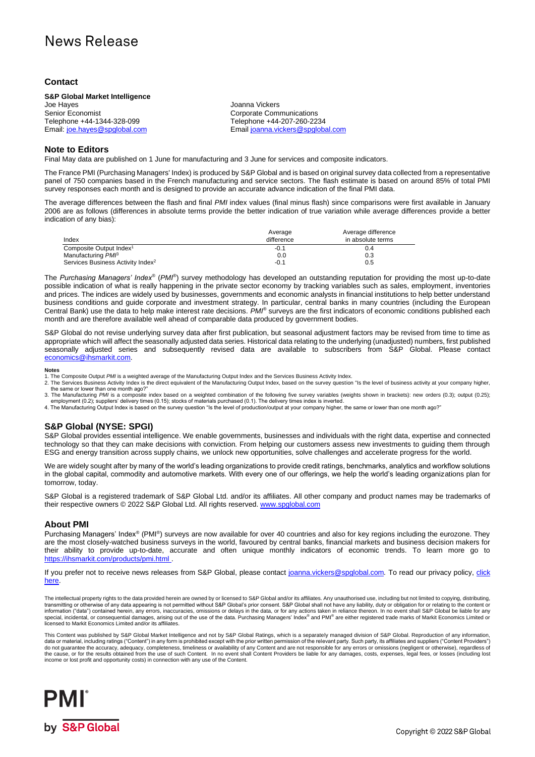# News Release

## Contact

**S&P Global Market Intelligence**
Joe Hayes
Senior Economist
Telephone +44-1344-328-099
Email: joe.hayes@spglobal.com

Joanna Vickers
Corporate Communications
Telephone +44-207-260-2234
Email joanna.vickers@spglobal.com

## Note to Editors

Final May data are published on 1 June for manufacturing and 3 June for services and composite indicators.

The France PMI (Purchasing Managers' Index) is produced by S&P Global and is based on original survey data collected from a representative panel of 750 companies based in the French manufacturing and service sectors. The flash estimate is based on around 85% of total PMI survey responses each month and is designed to provide an accurate advance indication of the final PMI data.

The average differences between the flash and final *PMI* index values (final minus flash) since comparisons were first available in January 2006 are as follows (differences in absolute terms provide the better indication of true variation while average differences provide a better indication of any bias):

| Index | Average difference | Average difference in absolute terms |
|---|---|---|
| Composite Output Index[1] | -0.1 | 0.4 |
| Manufacturing *PMI*[3] | 0.0 | 0.3 |
| Services Business Activity Index[2] | -0.1 | 0.5 |

The *Purchasing Managers' Index*® (*PMI*®) survey methodology has developed an outstanding reputation for providing the most up-to-date possible indication of what is really happening in the private sector economy by tracking variables such as sales, employment, inventories and prices. The indices are widely used by businesses, governments and economic analysts in financial institutions to help better understand business conditions and guide corporate and investment strategy. In particular, central banks in many countries (including the European Central Bank) use the data to help make interest rate decisions. *PMI*® surveys are the first indicators of economic conditions published each month and are therefore available well ahead of comparable data produced by government bodies.

S&P Global do not revise underlying survey data after first publication, but seasonal adjustment factors may be revised from time to time as appropriate which will affect the seasonally adjusted data series. Historical data relating to the underlying (unadjusted) numbers, first published seasonally adjusted series and subsequently revised data are available to subscribers from S&P Global. Please contact economics@ihsmarkit.com.

**Notes**

1. The Composite Output *PMI* is a weighted average of the Manufacturing Output Index and the Services Business Activity Index.
2. The Services Business Activity Index is the direct equivalent of the Manufacturing Output Index, based on the survey question "Is the level of business activity at your company higher, the same or lower than one month ago?"
3. The Manufacturing *PMI* is a composite index based on a weighted combination of the following five survey variables (weights shown in brackets): new orders (0.3); output (0.25); employment (0.2); suppliers' delivery times (0.15); stocks of materials purchased (0.1). The delivery times index is inverted.
4. The Manufacturing Output Index is based on the survey question "Is the level of production/output at your company higher, the same or lower than one month ago?"

## S&P Global (NYSE: SPGI)

S&P Global provides essential intelligence. We enable governments, businesses and individuals with the right data, expertise and connected technology so that they can make decisions with conviction. From helping our customers assess new investments to guiding them through ESG and energy transition across supply chains, we unlock new opportunities, solve challenges and accelerate progress for the world.

We are widely sought after by many of the world's leading organizations to provide credit ratings, benchmarks, analytics and workflow solutions in the global capital, commodity and automotive markets. With every one of our offerings, we help the world's leading organizations plan for tomorrow, today.

S&P Global is a registered trademark of S&P Global Ltd. and/or its affiliates. All other company and product names may be trademarks of their respective owners © 2022 S&P Global Ltd. All rights reserved. www.spglobal.com

## About PMI

Purchasing Managers' Index® (PMI®) surveys are now available for over 40 countries and also for key regions including the eurozone. They are the most closely-watched business surveys in the world, favoured by central banks, financial markets and business decision makers for their ability to provide up-to-date, accurate and often unique monthly indicators of economic trends. To learn more go to https://ihsmarkit.com/products/pmi.html .

If you prefer not to receive news releases from S&P Global, please contact joanna.vickers@spglobal.com. To read our privacy policy, click here.

The intellectual property rights to the data provided herein are owned by or licensed to S&P Global and/or its affiliates. Any unauthorised use, including but not limited to copying, distributing, transmitting or otherwise of any data appearing is not permitted without S&P Global's prior consent. S&P Global shall not have any liability, duty or obligation for or relating to the content or information ("data") contained herein, any errors, inaccuracies, omissions or delays in the data, or for any actions taken in reliance thereon. In no event shall S&P Global be liable for any special, incidental, or consequential damages, arising out of the use of the data. Purchasing Managers' Index® and PMI® are either registered trade marks of Markit Economics Limited or licensed to Markit Economics Limited and/or its affiliates.

This Content was published by S&P Global Market Intelligence and not by S&P Global Ratings, which is a separately managed division of S&P Global. Reproduction of any information, data or material, including ratings ("Content") in any form is prohibited except with the prior written permission of the relevant party. Such party, its affiliates and suppliers ("Content Providers") do not guarantee the accuracy, adequacy, completeness, timeliness or availability of any Content and are not responsible for any errors or omissions (negligent or otherwise), regardless of the cause, or for the results obtained from the use of such Content. In no event shall Content Providers be liable for any damages, costs, expenses, legal fees, or losses (including lost income or lost profit and opportunity costs) in connection with any use of the Content.

PMI® by S&P Global

Copyright © 2022 S&P Global